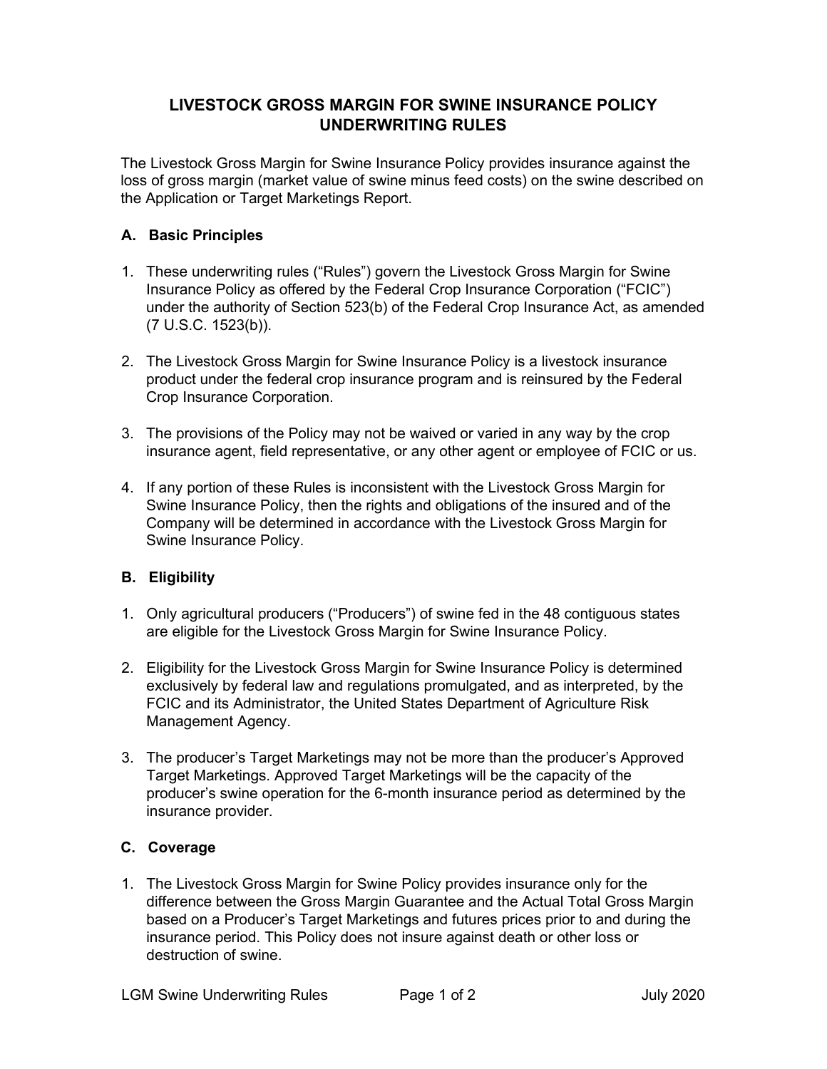# LIVESTOCK GROSS MARGIN FOR SWINE INSURANCE POLICY UNDERWRITING RULES

The Livestock Gross Margin for Swine Insurance Policy provides insurance against the loss of gross margin (market value of swine minus feed costs) on the swine described on the Application or Target Marketings Report.

## A. Basic Principles

1. These underwriting rules ("Rules") govern the Livestock Gross Margin for Swine Insurance Policy as offered by the Federal Crop Insurance Corporation ("FCIC") under the authority of Section 523(b) of the Federal Crop Insurance Act, as amended (7 U.S.C. 1523(b)).

2. The Livestock Gross Margin for Swine Insurance Policy is a livestock insurance product under the federal crop insurance program and is reinsured by the Federal Crop Insurance Corporation.

3. The provisions of the Policy may not be waived or varied in any way by the crop insurance agent, field representative, or any other agent or employee of FCIC or us.

4. If any portion of these Rules is inconsistent with the Livestock Gross Margin for Swine Insurance Policy, then the rights and obligations of the insured and of the Company will be determined in accordance with the Livestock Gross Margin for Swine Insurance Policy.

## B. Eligibility

1. Only agricultural producers ("Producers") of swine fed in the 48 contiguous states are eligible for the Livestock Gross Margin for Swine Insurance Policy.

2. Eligibility for the Livestock Gross Margin for Swine Insurance Policy is determined exclusively by federal law and regulations promulgated, and as interpreted, by the FCIC and its Administrator, the United States Department of Agriculture Risk Management Agency.

3. The producer's Target Marketings may not be more than the producer's Approved Target Marketings. Approved Target Marketings will be the capacity of the producer's swine operation for the 6-month insurance period as determined by the insurance provider.

## C. Coverage

1. The Livestock Gross Margin for Swine Policy provides insurance only for the difference between the Gross Margin Guarantee and the Actual Total Gross Margin based on a Producer's Target Marketings and futures prices prior to and during the insurance period. This Policy does not insure against death or other loss or destruction of swine.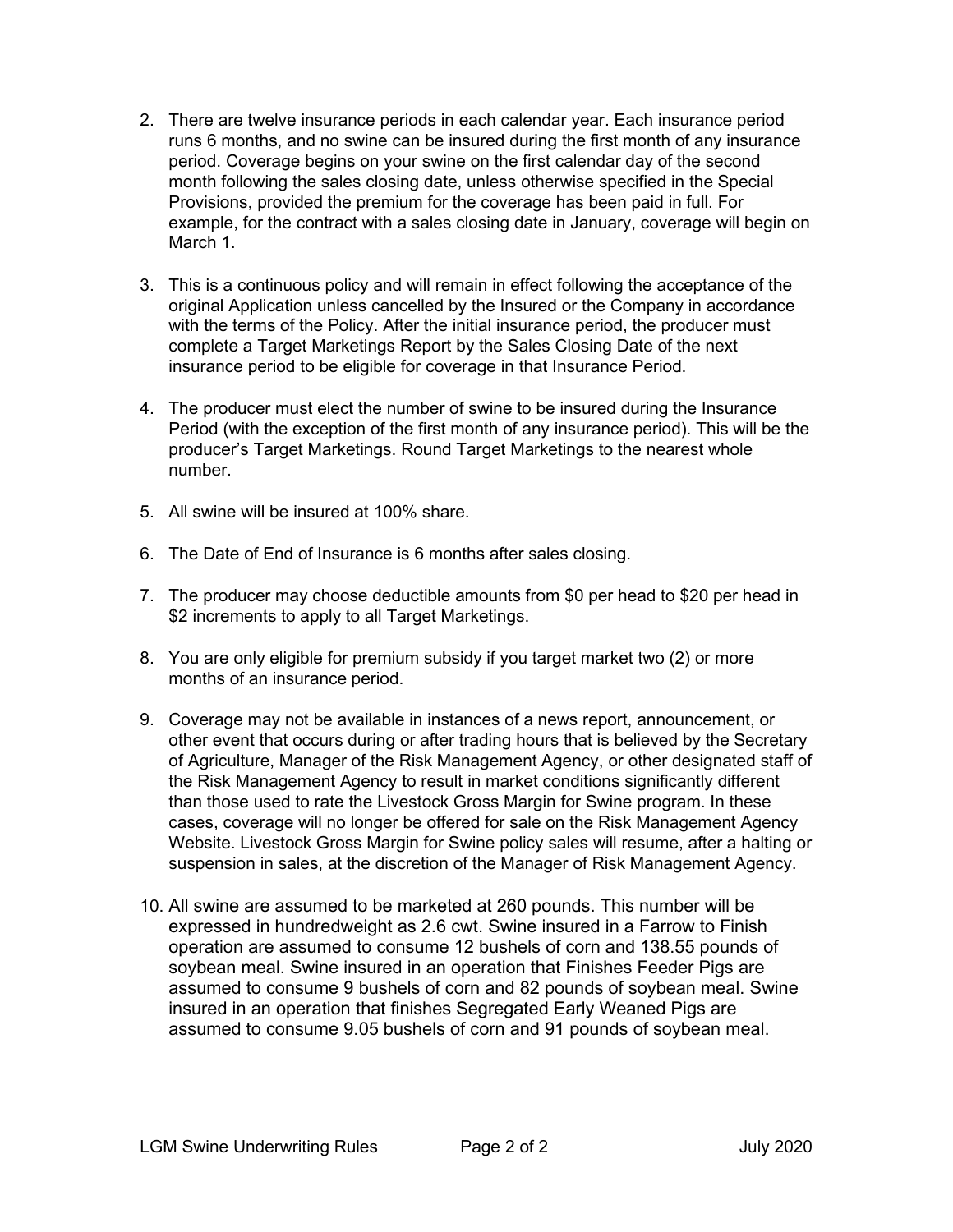2. There are twelve insurance periods in each calendar year. Each insurance period runs 6 months, and no swine can be insured during the first month of any insurance period. Coverage begins on your swine on the first calendar day of the second month following the sales closing date, unless otherwise specified in the Special Provisions, provided the premium for the coverage has been paid in full. For example, for the contract with a sales closing date in January, coverage will begin on March 1.

3. This is a continuous policy and will remain in effect following the acceptance of the original Application unless cancelled by the Insured or the Company in accordance with the terms of the Policy. After the initial insurance period, the producer must complete a Target Marketings Report by the Sales Closing Date of the next insurance period to be eligible for coverage in that Insurance Period.

4. The producer must elect the number of swine to be insured during the Insurance Period (with the exception of the first month of any insurance period). This will be the producer's Target Marketings. Round Target Marketings to the nearest whole number.

5. All swine will be insured at 100% share.

6. The Date of End of Insurance is 6 months after sales closing.

7. The producer may choose deductible amounts from $0 per head to $20 per head in $2 increments to apply to all Target Marketings.

8. You are only eligible for premium subsidy if you target market two (2) or more months of an insurance period.

9. Coverage may not be available in instances of a news report, announcement, or other event that occurs during or after trading hours that is believed by the Secretary of Agriculture, Manager of the Risk Management Agency, or other designated staff of the Risk Management Agency to result in market conditions significantly different than those used to rate the Livestock Gross Margin for Swine program. In these cases, coverage will no longer be offered for sale on the Risk Management Agency Website. Livestock Gross Margin for Swine policy sales will resume, after a halting or suspension in sales, at the discretion of the Manager of Risk Management Agency.

10. All swine are assumed to be marketed at 260 pounds. This number will be expressed in hundredweight as 2.6 cwt. Swine insured in a Farrow to Finish operation are assumed to consume 12 bushels of corn and 138.55 pounds of soybean meal. Swine insured in an operation that Finishes Feeder Pigs are assumed to consume 9 bushels of corn and 82 pounds of soybean meal. Swine insured in an operation that finishes Segregated Early Weaned Pigs are assumed to consume 9.05 bushels of corn and 91 pounds of soybean meal.